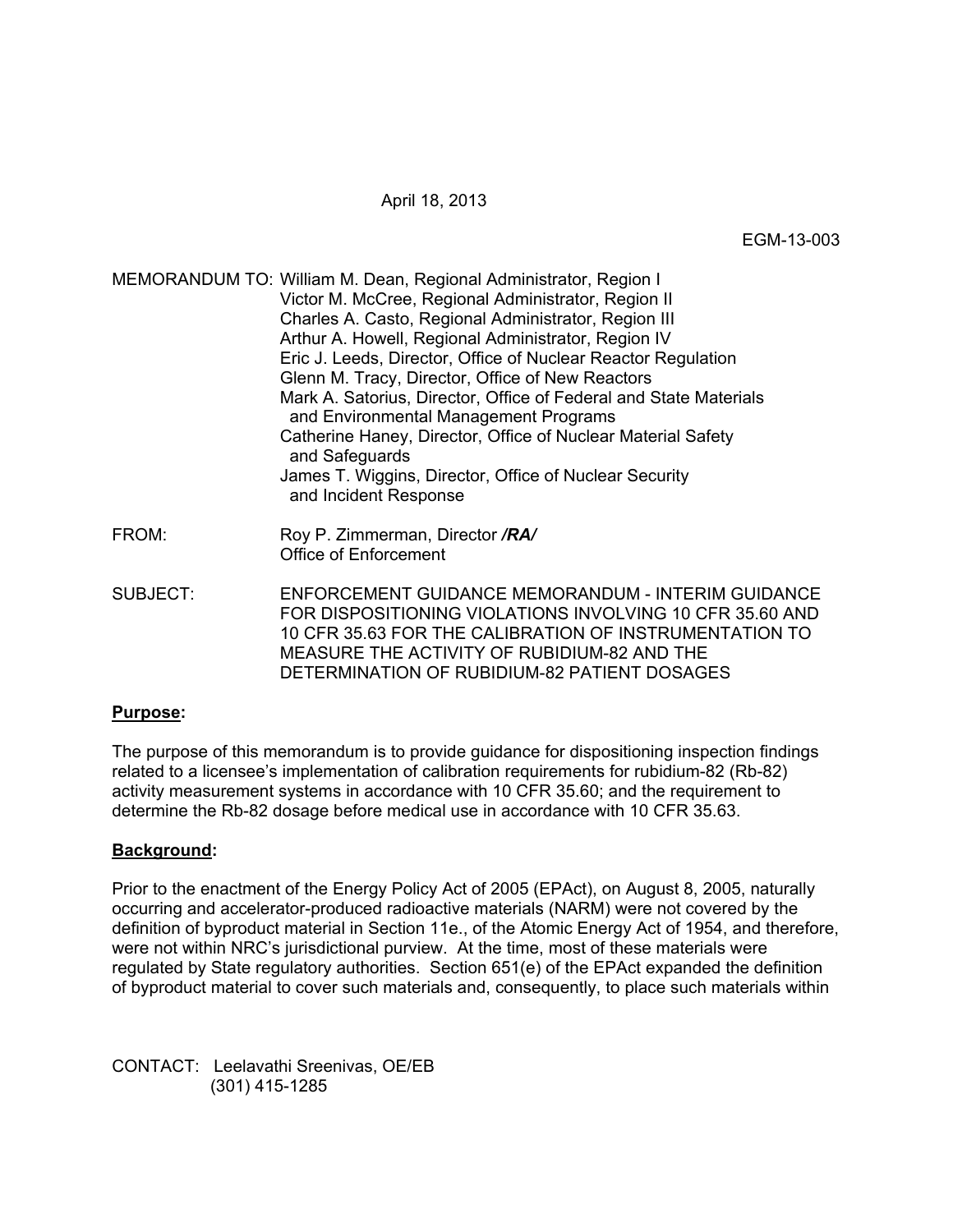April 18, 2013

EGM-13-003

MEMORANDUM TO: William M. Dean, Regional Administrator, Region I
Victor M. McCree, Regional Administrator, Region II
Charles A. Casto, Regional Administrator, Region III
Arthur A. Howell, Regional Administrator, Region IV
Eric J. Leeds, Director, Office of Nuclear Reactor Regulation
Glenn M. Tracy, Director, Office of New Reactors
Mark A. Satorius, Director, Office of Federal and State Materials and Environmental Management Programs
Catherine Haney, Director, Office of Nuclear Material Safety and Safeguards
James T. Wiggins, Director, Office of Nuclear Security and Incident Response

FROM: Roy P. Zimmerman, Director ***/RA/***
Office of Enforcement

SUBJECT: ENFORCEMENT GUIDANCE MEMORANDUM - INTERIM GUIDANCE FOR DISPOSITIONING VIOLATIONS INVOLVING 10 CFR 35.60 AND 10 CFR 35.63 FOR THE CALIBRATION OF INSTRUMENTATION TO MEASURE THE ACTIVITY OF RUBIDIUM-82 AND THE DETERMINATION OF RUBIDIUM-82 PATIENT DOSAGES

**Purpose:**

The purpose of this memorandum is to provide guidance for dispositioning inspection findings related to a licensee's implementation of calibration requirements for rubidium-82 (Rb-82) activity measurement systems in accordance with 10 CFR 35.60; and the requirement to determine the Rb-82 dosage before medical use in accordance with 10 CFR 35.63.

**Background:**

Prior to the enactment of the Energy Policy Act of 2005 (EPAct), on August 8, 2005, naturally occurring and accelerator-produced radioactive materials (NARM) were not covered by the definition of byproduct material in Section 11e., of the Atomic Energy Act of 1954, and therefore, were not within NRC's jurisdictional purview. At the time, most of these materials were regulated by State regulatory authorities. Section 651(e) of the EPAct expanded the definition of byproduct material to cover such materials and, consequently, to place such materials within

CONTACT: Leelavathi Sreenivas, OE/EB
(301) 415-1285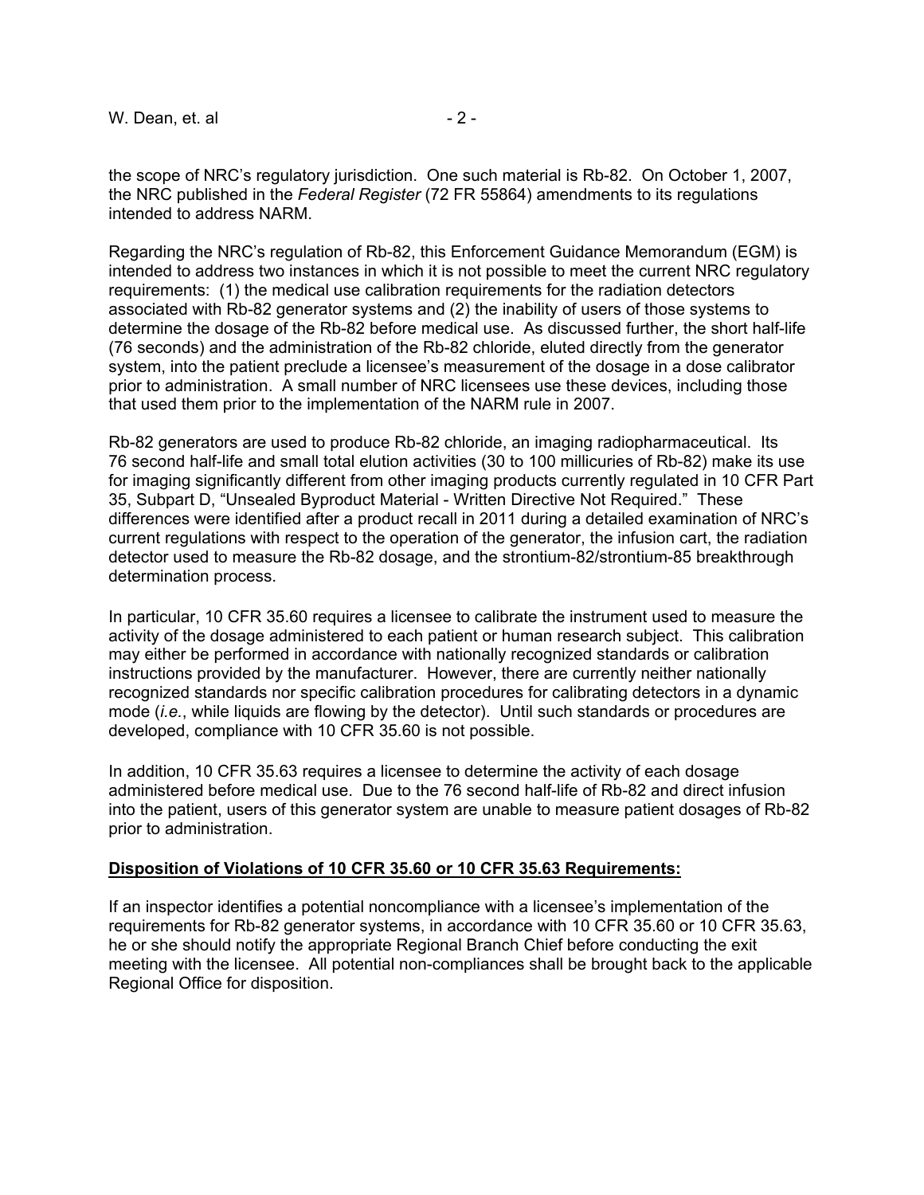the scope of NRC's regulatory jurisdiction. One such material is Rb-82. On October 1, 2007, the NRC published in the *Federal Register* (72 FR 55864) amendments to its regulations intended to address NARM.

Regarding the NRC's regulation of Rb-82, this Enforcement Guidance Memorandum (EGM) is intended to address two instances in which it is not possible to meet the current NRC regulatory requirements: (1) the medical use calibration requirements for the radiation detectors associated with Rb-82 generator systems and (2) the inability of users of those systems to determine the dosage of the Rb-82 before medical use. As discussed further, the short half-life (76 seconds) and the administration of the Rb-82 chloride, eluted directly from the generator system, into the patient preclude a licensee's measurement of the dosage in a dose calibrator prior to administration. A small number of NRC licensees use these devices, including those that used them prior to the implementation of the NARM rule in 2007.

Rb-82 generators are used to produce Rb-82 chloride, an imaging radiopharmaceutical. Its 76 second half-life and small total elution activities (30 to 100 millicuries of Rb-82) make its use for imaging significantly different from other imaging products currently regulated in 10 CFR Part 35, Subpart D, "Unsealed Byproduct Material - Written Directive Not Required." These differences were identified after a product recall in 2011 during a detailed examination of NRC's current regulations with respect to the operation of the generator, the infusion cart, the radiation detector used to measure the Rb-82 dosage, and the strontium-82/strontium-85 breakthrough determination process.

In particular, 10 CFR 35.60 requires a licensee to calibrate the instrument used to measure the activity of the dosage administered to each patient or human research subject. This calibration may either be performed in accordance with nationally recognized standards or calibration instructions provided by the manufacturer. However, there are currently neither nationally recognized standards nor specific calibration procedures for calibrating detectors in a dynamic mode (*i.e.*, while liquids are flowing by the detector). Until such standards or procedures are developed, compliance with 10 CFR 35.60 is not possible.

In addition, 10 CFR 35.63 requires a licensee to determine the activity of each dosage administered before medical use. Due to the 76 second half-life of Rb-82 and direct infusion into the patient, users of this generator system are unable to measure patient dosages of Rb-82 prior to administration.

**<u>Disposition of Violations of 10 CFR 35.60 or 10 CFR 35.63 Requirements:</u>**

If an inspector identifies a potential noncompliance with a licensee's implementation of the requirements for Rb-82 generator systems, in accordance with 10 CFR 35.60 or 10 CFR 35.63, he or she should notify the appropriate Regional Branch Chief before conducting the exit meeting with the licensee. All potential non-compliances shall be brought back to the applicable Regional Office for disposition.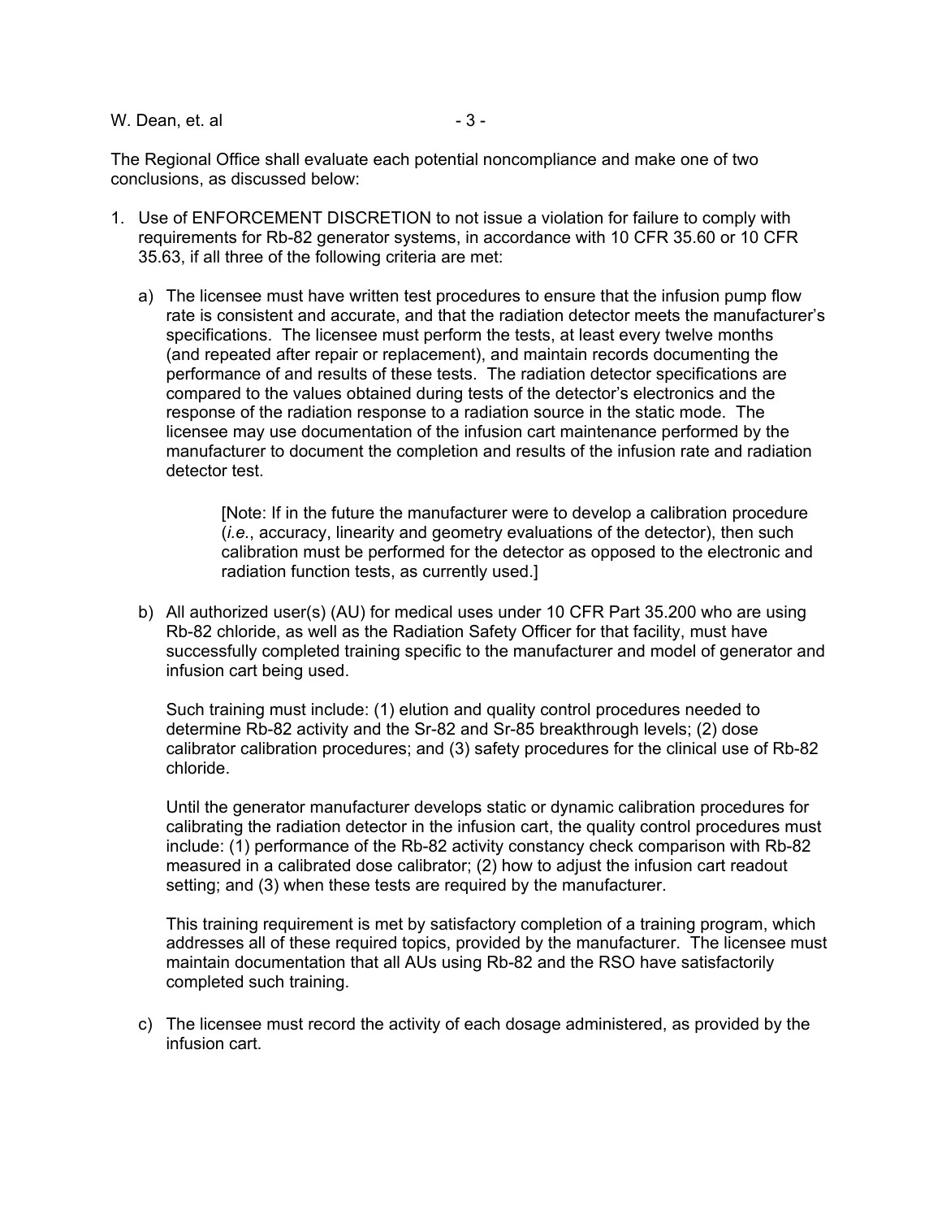The Regional Office shall evaluate each potential noncompliance and make one of two conclusions, as discussed below:

1. Use of ENFORCEMENT DISCRETION to not issue a violation for failure to comply with requirements for Rb-82 generator systems, in accordance with 10 CFR 35.60 or 10 CFR 35.63, if all three of the following criteria are met:

   a) The licensee must have written test procedures to ensure that the infusion pump flow rate is consistent and accurate, and that the radiation detector meets the manufacturer's specifications. The licensee must perform the tests, at least every twelve months (and repeated after repair or replacement), and maintain records documenting the performance of and results of these tests. The radiation detector specifications are compared to the values obtained during tests of the detector's electronics and the response of the radiation response to a radiation source in the static mode. The licensee may use documentation of the infusion cart maintenance performed by the manufacturer to document the completion and results of the infusion rate and radiation detector test.

      [Note: If in the future the manufacturer were to develop a calibration procedure (*i.e.*, accuracy, linearity and geometry evaluations of the detector), then such calibration must be performed for the detector as opposed to the electronic and radiation function tests, as currently used.]

   b) All authorized user(s) (AU) for medical uses under 10 CFR Part 35.200 who are using Rb-82 chloride, as well as the Radiation Safety Officer for that facility, must have successfully completed training specific to the manufacturer and model of generator and infusion cart being used.

      Such training must include: (1) elution and quality control procedures needed to determine Rb-82 activity and the Sr-82 and Sr-85 breakthrough levels; (2) dose calibrator calibration procedures; and (3) safety procedures for the clinical use of Rb-82 chloride.

      Until the generator manufacturer develops static or dynamic calibration procedures for calibrating the radiation detector in the infusion cart, the quality control procedures must include: (1) performance of the Rb-82 activity constancy check comparison with Rb-82 measured in a calibrated dose calibrator; (2) how to adjust the infusion cart readout setting; and (3) when these tests are required by the manufacturer.

      This training requirement is met by satisfactory completion of a training program, which addresses all of these required topics, provided by the manufacturer. The licensee must maintain documentation that all AUs using Rb-82 and the RSO have satisfactorily completed such training.

   c) The licensee must record the activity of each dosage administered, as provided by the infusion cart.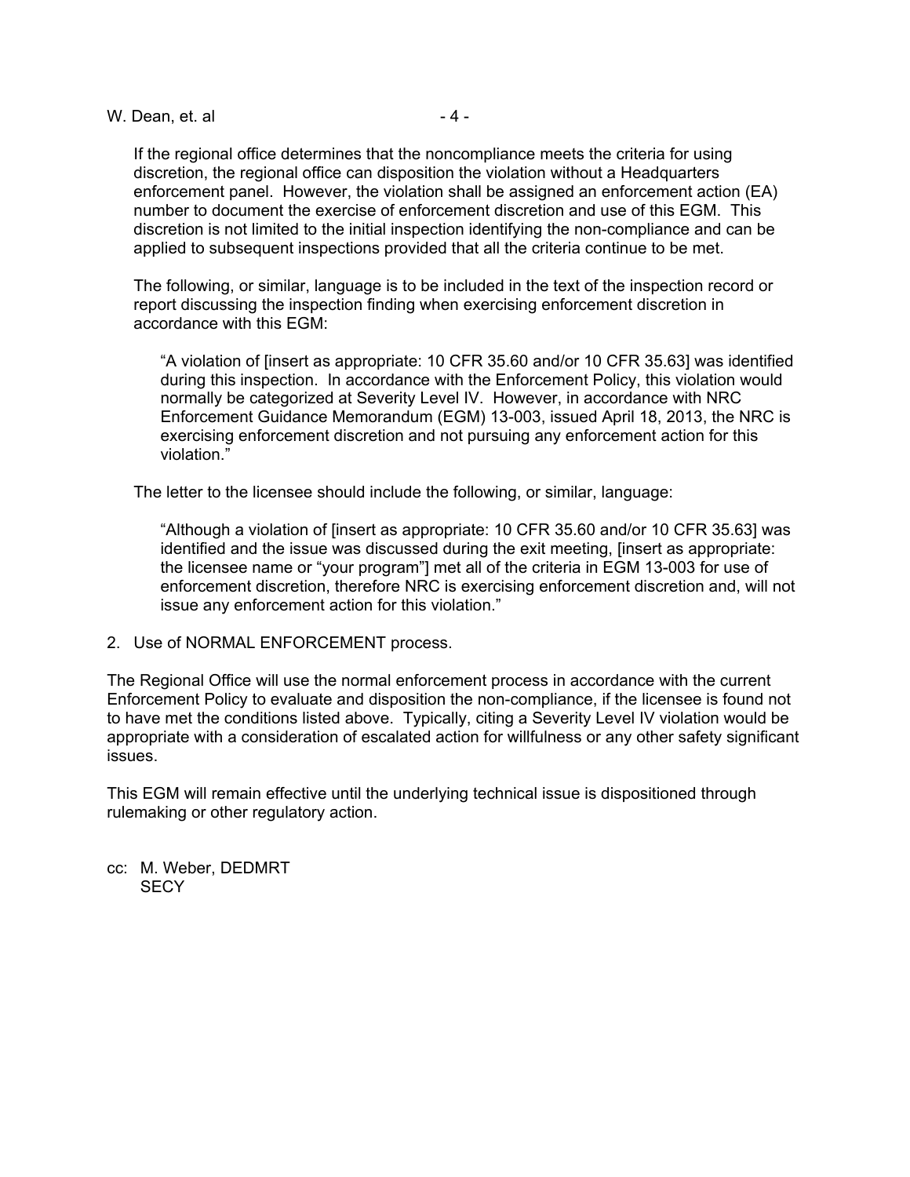If the regional office determines that the noncompliance meets the criteria for using discretion, the regional office can disposition the violation without a Headquarters enforcement panel. However, the violation shall be assigned an enforcement action (EA) number to document the exercise of enforcement discretion and use of this EGM. This discretion is not limited to the initial inspection identifying the non-compliance and can be applied to subsequent inspections provided that all the criteria continue to be met.

The following, or similar, language is to be included in the text of the inspection record or report discussing the inspection finding when exercising enforcement discretion in accordance with this EGM:

> "A violation of [insert as appropriate: 10 CFR 35.60 and/or 10 CFR 35.63] was identified during this inspection. In accordance with the Enforcement Policy, this violation would normally be categorized at Severity Level IV. However, in accordance with NRC Enforcement Guidance Memorandum (EGM) 13-003, issued April 18, 2013, the NRC is exercising enforcement discretion and not pursuing any enforcement action for this violation."

The letter to the licensee should include the following, or similar, language:

> "Although a violation of [insert as appropriate: 10 CFR 35.60 and/or 10 CFR 35.63] was identified and the issue was discussed during the exit meeting, [insert as appropriate: the licensee name or "your program"] met all of the criteria in EGM 13-003 for use of enforcement discretion, therefore NRC is exercising enforcement discretion and, will not issue any enforcement action for this violation."

2. Use of NORMAL ENFORCEMENT process.

The Regional Office will use the normal enforcement process in accordance with the current Enforcement Policy to evaluate and disposition the non-compliance, if the licensee is found not to have met the conditions listed above. Typically, citing a Severity Level IV violation would be appropriate with a consideration of escalated action for willfulness or any other safety significant issues.

This EGM will remain effective until the underlying technical issue is dispositioned through rulemaking or other regulatory action.

cc: M. Weber, DEDMRT
SECY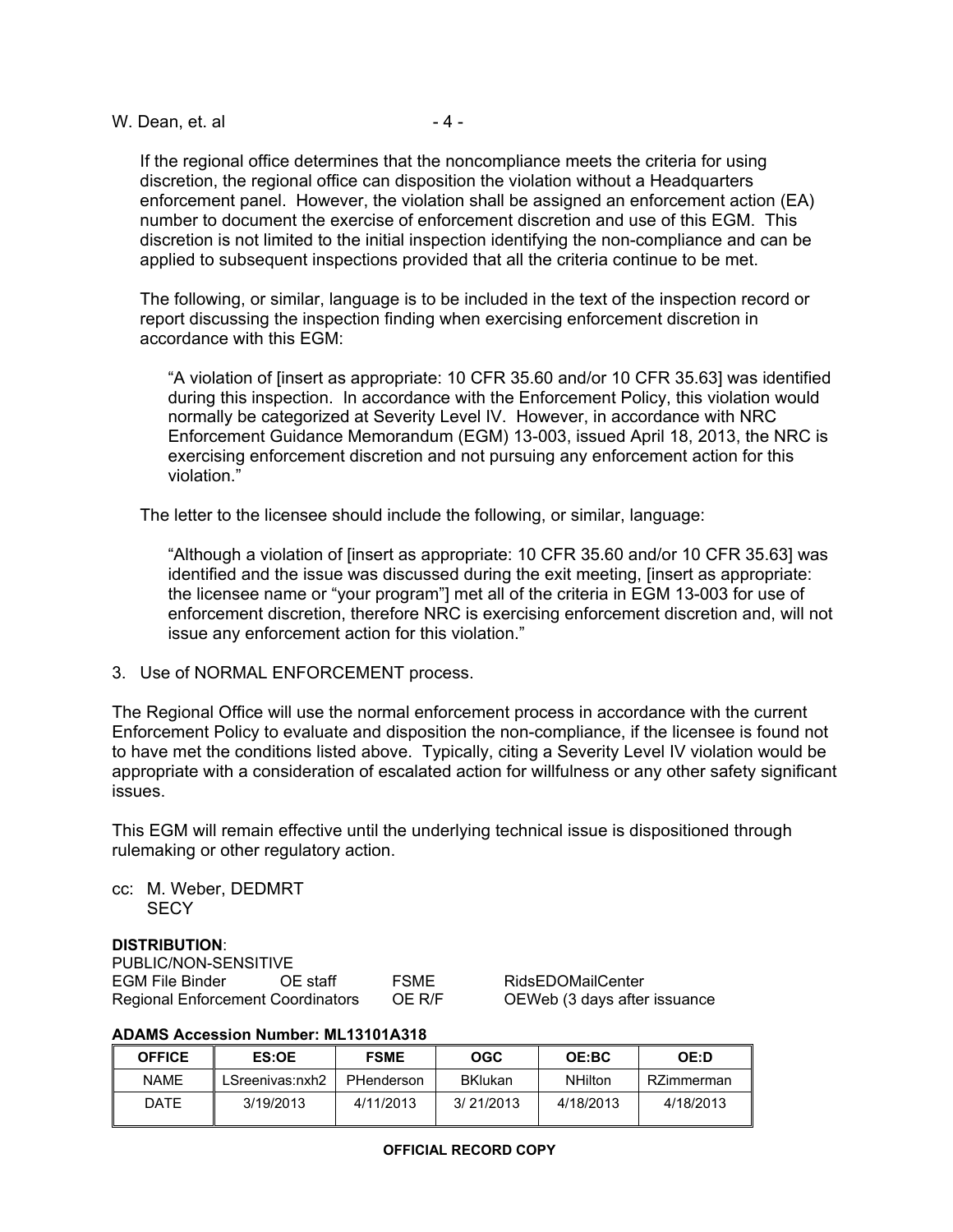If the regional office determines that the noncompliance meets the criteria for using discretion, the regional office can disposition the violation without a Headquarters enforcement panel. However, the violation shall be assigned an enforcement action (EA) number to document the exercise of enforcement discretion and use of this EGM. This discretion is not limited to the initial inspection identifying the non-compliance and can be applied to subsequent inspections provided that all the criteria continue to be met.

The following, or similar, language is to be included in the text of the inspection record or report discussing the inspection finding when exercising enforcement discretion in accordance with this EGM:

> "A violation of [insert as appropriate: 10 CFR 35.60 and/or 10 CFR 35.63] was identified during this inspection. In accordance with the Enforcement Policy, this violation would normally be categorized at Severity Level IV. However, in accordance with NRC Enforcement Guidance Memorandum (EGM) 13-003, issued April 18, 2013, the NRC is exercising enforcement discretion and not pursuing any enforcement action for this violation."

The letter to the licensee should include the following, or similar, language:

> "Although a violation of [insert as appropriate: 10 CFR 35.60 and/or 10 CFR 35.63] was identified and the issue was discussed during the exit meeting, [insert as appropriate: the licensee name or "your program"] met all of the criteria in EGM 13-003 for use of enforcement discretion, therefore NRC is exercising enforcement discretion and, will not issue any enforcement action for this violation."

3. Use of NORMAL ENFORCEMENT process.

The Regional Office will use the normal enforcement process in accordance with the current Enforcement Policy to evaluate and disposition the non-compliance, if the licensee is found not to have met the conditions listed above. Typically, citing a Severity Level IV violation would be appropriate with a consideration of escalated action for willfulness or any other safety significant issues.

This EGM will remain effective until the underlying technical issue is dispositioned through rulemaking or other regulatory action.

cc: M. Weber, DEDMRT
SECY

**DISTRIBUTION**:
PUBLIC/NON-SENSITIVE
EGM File Binder    OE staff    FSME    RidsEDOMailCenter
Regional Enforcement Coordinators    OE R/F    OEWeb (3 days after issuance

**ADAMS Accession Number: ML13101A318**

| OFFICE | ES:OE | FSME | OGC | OE:BC | OE:D |
|---|---|---|---|---|---|
| NAME | LSreenivas:nxh2 | PHenderson | BKlukan | NHilton | RZimmerman |
| DATE | 3/19/2013 | 4/11/2013 | 3/ 21/2013 | 4/18/2013 | 4/18/2013 |

**OFFICIAL RECORD COPY**